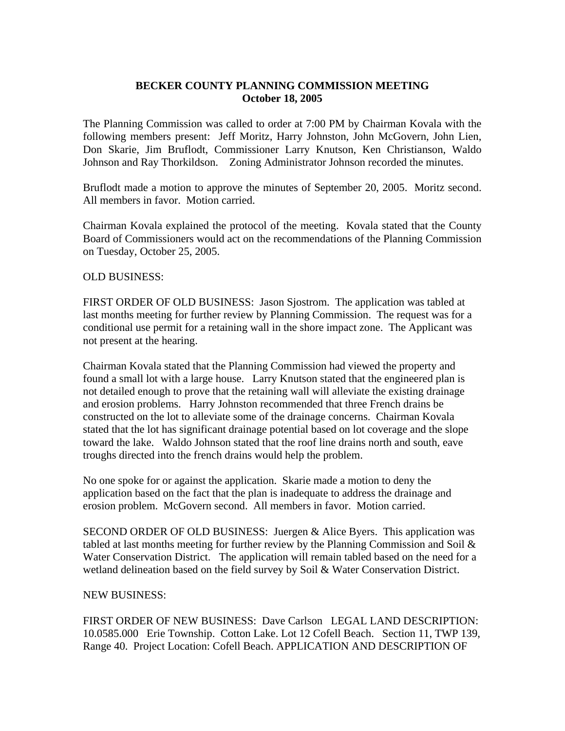**BECKER COUNTY PLANNING COMMISSION MEETING**
**October 18, 2005**

The Planning Commission was called to order at 7:00 PM by Chairman Kovala with the following members present: Jeff Moritz, Harry Johnston, John McGovern, John Lien, Don Skarie, Jim Bruflodt, Commissioner Larry Knutson, Ken Christianson, Waldo Johnson and Ray Thorkildson. Zoning Administrator Johnson recorded the minutes.

Bruflodt made a motion to approve the minutes of September 20, 2005. Moritz second. All members in favor. Motion carried.

Chairman Kovala explained the protocol of the meeting. Kovala stated that the County Board of Commissioners would act on the recommendations of the Planning Commission on Tuesday, October 25, 2005.

OLD BUSINESS:

FIRST ORDER OF OLD BUSINESS: Jason Sjostrom. The application was tabled at last months meeting for further review by Planning Commission. The request was for a conditional use permit for a retaining wall in the shore impact zone. The Applicant was not present at the hearing.

Chairman Kovala stated that the Planning Commission had viewed the property and found a small lot with a large house. Larry Knutson stated that the engineered plan is not detailed enough to prove that the retaining wall will alleviate the existing drainage and erosion problems. Harry Johnston recommended that three French drains be constructed on the lot to alleviate some of the drainage concerns. Chairman Kovala stated that the lot has significant drainage potential based on lot coverage and the slope toward the lake. Waldo Johnson stated that the roof line drains north and south, eave troughs directed into the french drains would help the problem.

No one spoke for or against the application. Skarie made a motion to deny the application based on the fact that the plan is inadequate to address the drainage and erosion problem. McGovern second. All members in favor. Motion carried.

SECOND ORDER OF OLD BUSINESS: Juergen & Alice Byers. This application was tabled at last months meeting for further review by the Planning Commission and Soil & Water Conservation District. The application will remain tabled based on the need for a wetland delineation based on the field survey by Soil & Water Conservation District.

NEW BUSINESS:

FIRST ORDER OF NEW BUSINESS: Dave Carlson LEGAL LAND DESCRIPTION: 10.0585.000 Erie Township. Cotton Lake. Lot 12 Cofell Beach. Section 11, TWP 139, Range 40. Project Location: Cofell Beach. APPLICATION AND DESCRIPTION OF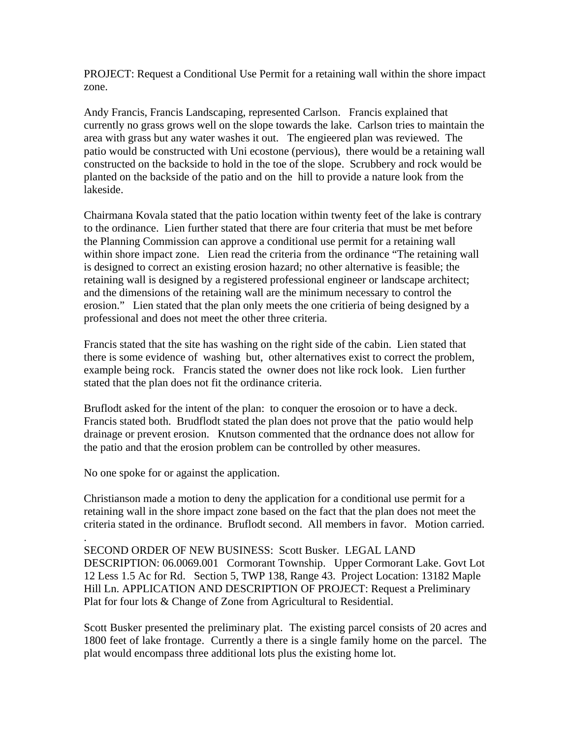PROJECT: Request a Conditional Use Permit for a retaining wall within the shore impact zone.

Andy Francis, Francis Landscaping, represented Carlson. Francis explained that currently no grass grows well on the slope towards the lake. Carlson tries to maintain the area with grass but any water washes it out. The engieered plan was reviewed. The patio would be constructed with Uni ecostone (pervious), there would be a retaining wall constructed on the backside to hold in the toe of the slope. Scrubbery and rock would be planted on the backside of the patio and on the hill to provide a nature look from the lakeside.

Chairmana Kovala stated that the patio location within twenty feet of the lake is contrary to the ordinance. Lien further stated that there are four criteria that must be met before the Planning Commission can approve a conditional use permit for a retaining wall within shore impact zone. Lien read the criteria from the ordinance "The retaining wall is designed to correct an existing erosion hazard; no other alternative is feasible; the retaining wall is designed by a registered professional engineer or landscape architect; and the dimensions of the retaining wall are the minimum necessary to control the erosion." Lien stated that the plan only meets the one critieria of being designed by a professional and does not meet the other three criteria.

Francis stated that the site has washing on the right side of the cabin. Lien stated that there is some evidence of washing but, other alternatives exist to correct the problem, example being rock. Francis stated the owner does not like rock look. Lien further stated that the plan does not fit the ordinance criteria.

Bruflodt asked for the intent of the plan: to conquer the erosoion or to have a deck. Francis stated both. Brudflodt stated the plan does not prove that the patio would help drainage or prevent erosion. Knutson commented that the ordnance does not allow for the patio and that the erosion problem can be controlled by other measures.

No one spoke for or against the application.

Christianson made a motion to deny the application for a conditional use permit for a retaining wall in the shore impact zone based on the fact that the plan does not meet the criteria stated in the ordinance. Bruflodt second. All members in favor. Motion carried.

.

SECOND ORDER OF NEW BUSINESS: Scott Busker. LEGAL LAND DESCRIPTION: 06.0069.001 Cormorant Township. Upper Cormorant Lake. Govt Lot 12 Less 1.5 Ac for Rd. Section 5, TWP 138, Range 43. Project Location: 13182 Maple Hill Ln. APPLICATION AND DESCRIPTION OF PROJECT: Request a Preliminary Plat for four lots & Change of Zone from Agricultural to Residential.

Scott Busker presented the preliminary plat. The existing parcel consists of 20 acres and 1800 feet of lake frontage. Currently a there is a single family home on the parcel. The plat would encompass three additional lots plus the existing home lot.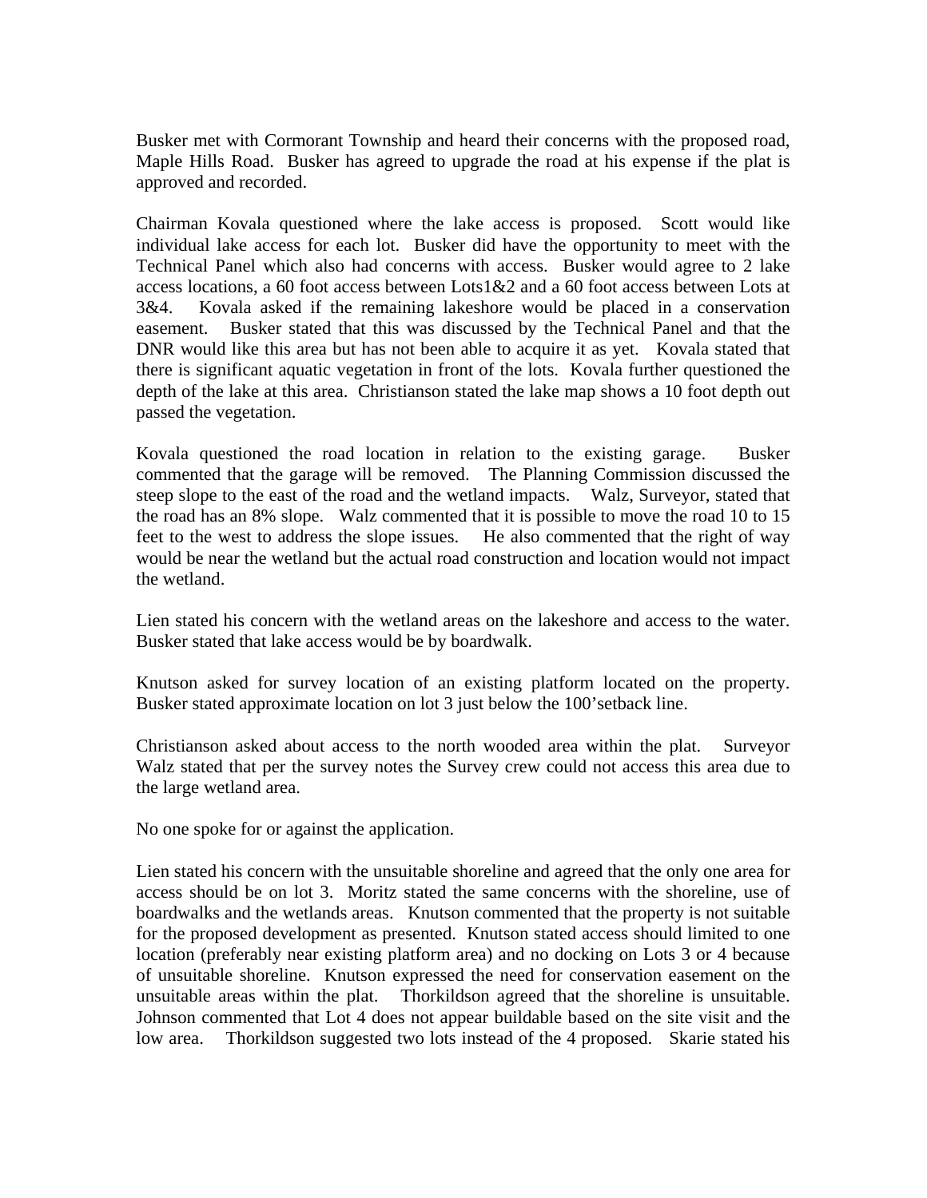Busker met with Cormorant Township and heard their concerns with the proposed road, Maple Hills Road. Busker has agreed to upgrade the road at his expense if the plat is approved and recorded.

Chairman Kovala questioned where the lake access is proposed. Scott would like individual lake access for each lot. Busker did have the opportunity to meet with the Technical Panel which also had concerns with access. Busker would agree to 2 lake access locations, a 60 foot access between Lots1&2 and a 60 foot access between Lots at 3&4. Kovala asked if the remaining lakeshore would be placed in a conservation easement. Busker stated that this was discussed by the Technical Panel and that the DNR would like this area but has not been able to acquire it as yet. Kovala stated that there is significant aquatic vegetation in front of the lots. Kovala further questioned the depth of the lake at this area. Christianson stated the lake map shows a 10 foot depth out passed the vegetation.

Kovala questioned the road location in relation to the existing garage. Busker commented that the garage will be removed. The Planning Commission discussed the steep slope to the east of the road and the wetland impacts. Walz, Surveyor, stated that the road has an 8% slope. Walz commented that it is possible to move the road 10 to 15 feet to the west to address the slope issues. He also commented that the right of way would be near the wetland but the actual road construction and location would not impact the wetland.

Lien stated his concern with the wetland areas on the lakeshore and access to the water. Busker stated that lake access would be by boardwalk.

Knutson asked for survey location of an existing platform located on the property. Busker stated approximate location on lot 3 just below the 100'setback line.

Christianson asked about access to the north wooded area within the plat. Surveyor Walz stated that per the survey notes the Survey crew could not access this area due to the large wetland area.

No one spoke for or against the application.

Lien stated his concern with the unsuitable shoreline and agreed that the only one area for access should be on lot 3. Moritz stated the same concerns with the shoreline, use of boardwalks and the wetlands areas. Knutson commented that the property is not suitable for the proposed development as presented. Knutson stated access should limited to one location (preferably near existing platform area) and no docking on Lots 3 or 4 because of unsuitable shoreline. Knutson expressed the need for conservation easement on the unsuitable areas within the plat. Thorkildson agreed that the shoreline is unsuitable. Johnson commented that Lot 4 does not appear buildable based on the site visit and the low area. Thorkildson suggested two lots instead of the 4 proposed. Skarie stated his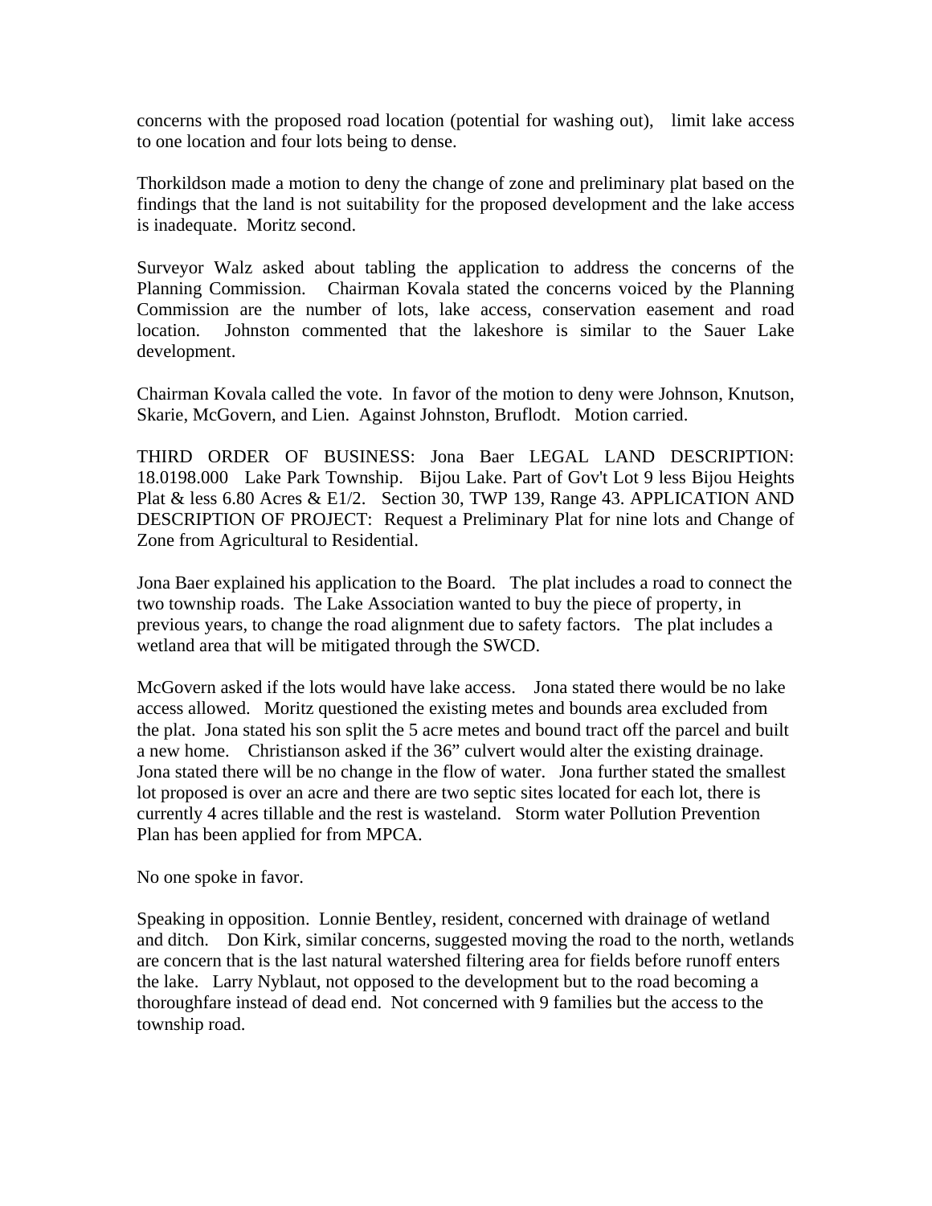concerns with the proposed road location (potential for washing out), limit lake access to one location and four lots being to dense.

Thorkildson made a motion to deny the change of zone and preliminary plat based on the findings that the land is not suitability for the proposed development and the lake access is inadequate. Moritz second.

Surveyor Walz asked about tabling the application to address the concerns of the Planning Commission. Chairman Kovala stated the concerns voiced by the Planning Commission are the number of lots, lake access, conservation easement and road location. Johnston commented that the lakeshore is similar to the Sauer Lake development.

Chairman Kovala called the vote. In favor of the motion to deny were Johnson, Knutson, Skarie, McGovern, and Lien. Against Johnston, Bruflodt. Motion carried.

THIRD ORDER OF BUSINESS: Jona Baer LEGAL LAND DESCRIPTION: 18.0198.000 Lake Park Township. Bijou Lake. Part of Gov't Lot 9 less Bijou Heights Plat & less 6.80 Acres & E1/2. Section 30, TWP 139, Range 43. APPLICATION AND DESCRIPTION OF PROJECT: Request a Preliminary Plat for nine lots and Change of Zone from Agricultural to Residential.

Jona Baer explained his application to the Board. The plat includes a road to connect the two township roads. The Lake Association wanted to buy the piece of property, in previous years, to change the road alignment due to safety factors. The plat includes a wetland area that will be mitigated through the SWCD.

McGovern asked if the lots would have lake access. Jona stated there would be no lake access allowed. Moritz questioned the existing metes and bounds area excluded from the plat. Jona stated his son split the 5 acre metes and bound tract off the parcel and built a new home. Christianson asked if the 36" culvert would alter the existing drainage. Jona stated there will be no change in the flow of water. Jona further stated the smallest lot proposed is over an acre and there are two septic sites located for each lot, there is currently 4 acres tillable and the rest is wasteland. Storm water Pollution Prevention Plan has been applied for from MPCA.

No one spoke in favor.

Speaking in opposition. Lonnie Bentley, resident, concerned with drainage of wetland and ditch. Don Kirk, similar concerns, suggested moving the road to the north, wetlands are concern that is the last natural watershed filtering area for fields before runoff enters the lake. Larry Nyblaut, not opposed to the development but to the road becoming a thoroughfare instead of dead end. Not concerned with 9 families but the access to the township road.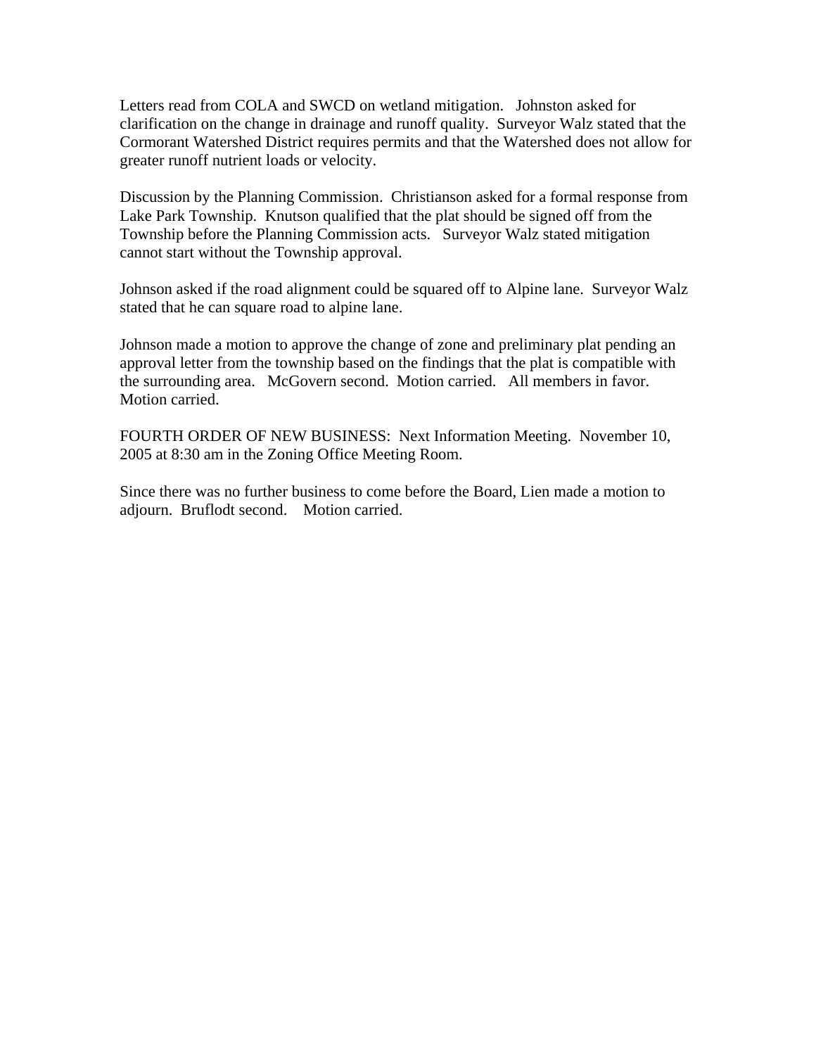Letters read from COLA and SWCD on wetland mitigation. Johnston asked for clarification on the change in drainage and runoff quality. Surveyor Walz stated that the Cormorant Watershed District requires permits and that the Watershed does not allow for greater runoff nutrient loads or velocity.

Discussion by the Planning Commission. Christianson asked for a formal response from Lake Park Township. Knutson qualified that the plat should be signed off from the Township before the Planning Commission acts. Surveyor Walz stated mitigation cannot start without the Township approval.

Johnson asked if the road alignment could be squared off to Alpine lane. Surveyor Walz stated that he can square road to alpine lane.

Johnson made a motion to approve the change of zone and preliminary plat pending an approval letter from the township based on the findings that the plat is compatible with the surrounding area. McGovern second. Motion carried. All members in favor. Motion carried.

FOURTH ORDER OF NEW BUSINESS: Next Information Meeting. November 10, 2005 at 8:30 am in the Zoning Office Meeting Room.

Since there was no further business to come before the Board, Lien made a motion to adjourn. Bruflodt second. Motion carried.